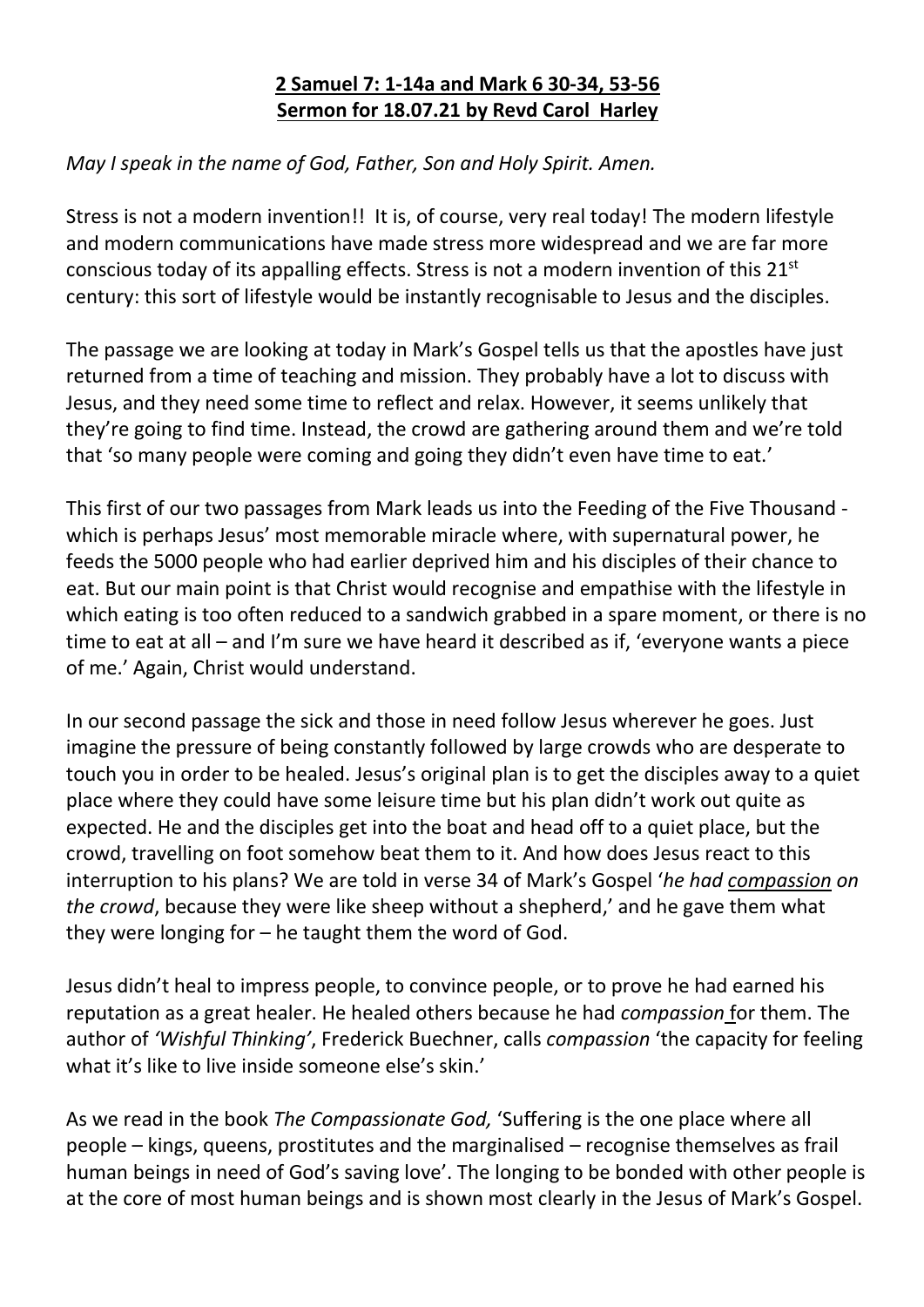**2 Samuel 7: 1-14a and Mark 6 30-34, 53-56**
**Sermon for 18.07.21 by Revd Carol Harley**

*May I speak in the name of God, Father, Son and Holy Spirit. Amen.*

Stress is not a modern invention!! It is, of course, very real today! The modern lifestyle and modern communications have made stress more widespread and we are far more conscious today of its appalling effects. Stress is not a modern invention of this 21st century: this sort of lifestyle would be instantly recognisable to Jesus and the disciples.

The passage we are looking at today in Mark's Gospel tells us that the apostles have just returned from a time of teaching and mission. They probably have a lot to discuss with Jesus, and they need some time to reflect and relax. However, it seems unlikely that they're going to find time. Instead, the crowd are gathering around them and we're told that 'so many people were coming and going they didn't even have time to eat.'

This first of our two passages from Mark leads us into the Feeding of the Five Thousand - which is perhaps Jesus' most memorable miracle where, with supernatural power, he feeds the 5000 people who had earlier deprived him and his disciples of their chance to eat. But our main point is that Christ would recognise and empathise with the lifestyle in which eating is too often reduced to a sandwich grabbed in a spare moment, or there is no time to eat at all – and I'm sure we have heard it described as if, 'everyone wants a piece of me.' Again, Christ would understand.

In our second passage the sick and those in need follow Jesus wherever he goes. Just imagine the pressure of being constantly followed by large crowds who are desperate to touch you in order to be healed. Jesus's original plan is to get the disciples away to a quiet place where they could have some leisure time but his plan didn't work out quite as expected. He and the disciples get into the boat and head off to a quiet place, but the crowd, travelling on foot somehow beat them to it. And how does Jesus react to this interruption to his plans? We are told in verse 34 of Mark's Gospel '*he had compassion on the crowd*, because they were like sheep without a shepherd,' and he gave them what they were longing for – he taught them the word of God.

Jesus didn't heal to impress people, to convince people, or to prove he had earned his reputation as a great healer. He healed others because he had *compassion* for them. The author of *'Wishful Thinking'*, Frederick Buechner, calls *compassion* 'the capacity for feeling what it's like to live inside someone else's skin.'

As we read in the book *The Compassionate God,* 'Suffering is the one place where all people – kings, queens, prostitutes and the marginalised – recognise themselves as frail human beings in need of God's saving love'. The longing to be bonded with other people is at the core of most human beings and is shown most clearly in the Jesus of Mark's Gospel.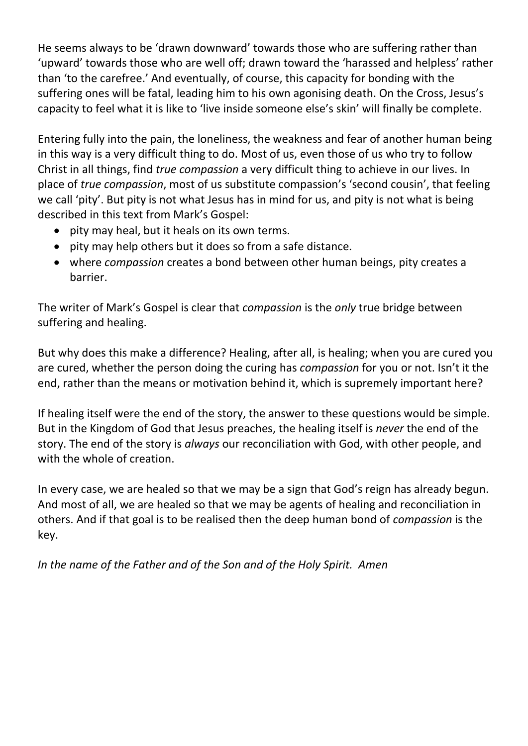He seems always to be 'drawn downward' towards those who are suffering rather than 'upward' towards those who are well off; drawn toward the 'harassed and helpless' rather than 'to the carefree.' And eventually, of course, this capacity for bonding with the suffering ones will be fatal, leading him to his own agonising death. On the Cross, Jesus's capacity to feel what it is like to 'live inside someone else's skin' will finally be complete.

Entering fully into the pain, the loneliness, the weakness and fear of another human being in this way is a very difficult thing to do. Most of us, even those of us who try to follow Christ in all things, find *true compassion* a very difficult thing to achieve in our lives. In place of *true compassion*, most of us substitute compassion's 'second cousin', that feeling we call 'pity'. But pity is not what Jesus has in mind for us, and pity is not what is being described in this text from Mark's Gospel:

- pity may heal, but it heals on its own terms.
- pity may help others but it does so from a safe distance.
- where *compassion* creates a bond between other human beings, pity creates a barrier.

The writer of Mark's Gospel is clear that *compassion* is the *only* true bridge between suffering and healing.

But why does this make a difference? Healing, after all, is healing; when you are cured you are cured, whether the person doing the curing has *compassion* for you or not. Isn't it the end, rather than the means or motivation behind it, which is supremely important here?

If healing itself were the end of the story, the answer to these questions would be simple. But in the Kingdom of God that Jesus preaches, the healing itself is *never* the end of the story. The end of the story is *always* our reconciliation with God, with other people, and with the whole of creation.

In every case, we are healed so that we may be a sign that God's reign has already begun. And most of all, we are healed so that we may be agents of healing and reconciliation in others. And if that goal is to be realised then the deep human bond of *compassion* is the key.

*In the name of the Father and of the Son and of the Holy Spirit. Amen*